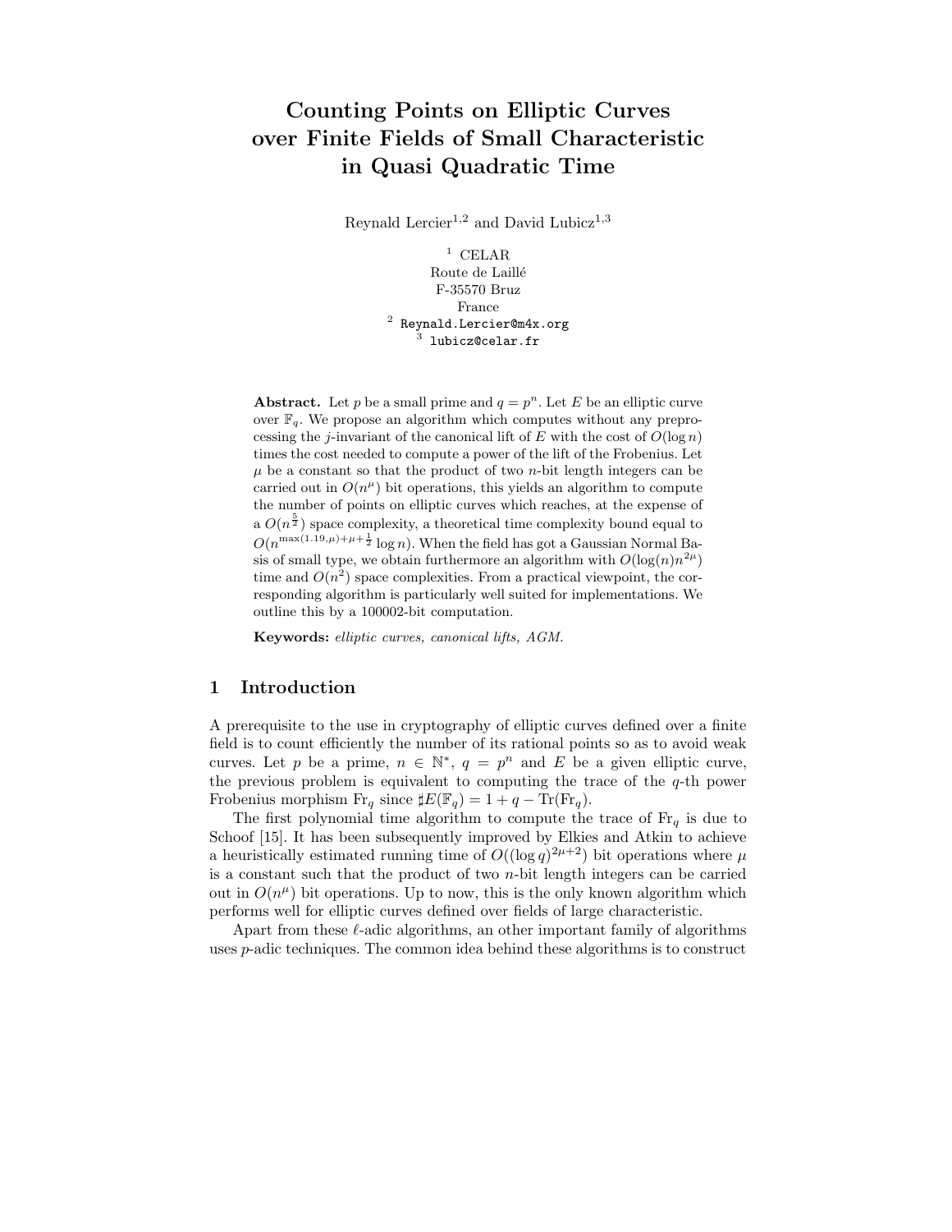# Counting Points on Elliptic Curves over Finite Fields of Small Characteristic in Quasi Quadratic Time

Reynald Lercier[1,2] and David Lubicz[1,3]

[1] CELAR
Route de Laillé
F-35570 Bruz
France
[2] Reynald.Lercier@m4x.org
[3] lubicz@celar.fr

**Abstract.** Let $p$ be a small prime and $q = p^n$. Let $E$ be an elliptic curve over $\mathbb{F}_q$. We propose an algorithm which computes without any preprocessing the $j$-invariant of the canonical lift of $E$ with the cost of $O(\log n)$ times the cost needed to compute a power of the lift of the Frobenius. Let $\mu$ be a constant so that the product of two $n$-bit length integers can be carried out in $O(n^\mu)$ bit operations, this yields an algorithm to compute the number of points on elliptic curves which reaches, at the expense of a $O(n^{\frac{5}{2}})$ space complexity, a theoretical time complexity bound equal to $O(n^{\max(1.19,\mu)+\mu+\frac{1}{2}} \log n)$. When the field has got a Gaussian Normal Basis of small type, we obtain furthermore an algorithm with $O(\log(n)n^{2\mu})$ time and $O(n^2)$ space complexities. From a practical viewpoint, the corresponding algorithm is particularly well suited for implementations. We outline this by a 100002-bit computation.

**Keywords:** *elliptic curves, canonical lifts, AGM.*

## 1 Introduction

A prerequisite to the use in cryptography of elliptic curves defined over a finite field is to count efficiently the number of its rational points so as to avoid weak curves. Let $p$ be a prime, $n \in \mathbb{N}^*$, $q = p^n$ and $E$ be a given elliptic curve, the previous problem is equivalent to computing the trace of the $q$-th power Frobenius morphism $\mathrm{Fr}_q$ since $\sharp E(\mathbb{F}_q) = 1 + q - \mathrm{Tr}(\mathrm{Fr}_q)$.

The first polynomial time algorithm to compute the trace of $\mathrm{Fr}_q$ is due to Schoof [15]. It has been subsequently improved by Elkies and Atkin to achieve a heuristically estimated running time of $O((\log q)^{2\mu+2})$ bit operations where $\mu$ is a constant such that the product of two $n$-bit length integers can be carried out in $O(n^\mu)$ bit operations. Up to now, this is the only known algorithm which performs well for elliptic curves defined over fields of large characteristic.

Apart from these $\ell$-adic algorithms, an other important family of algorithms uses $p$-adic techniques. The common idea behind these algorithms is to construct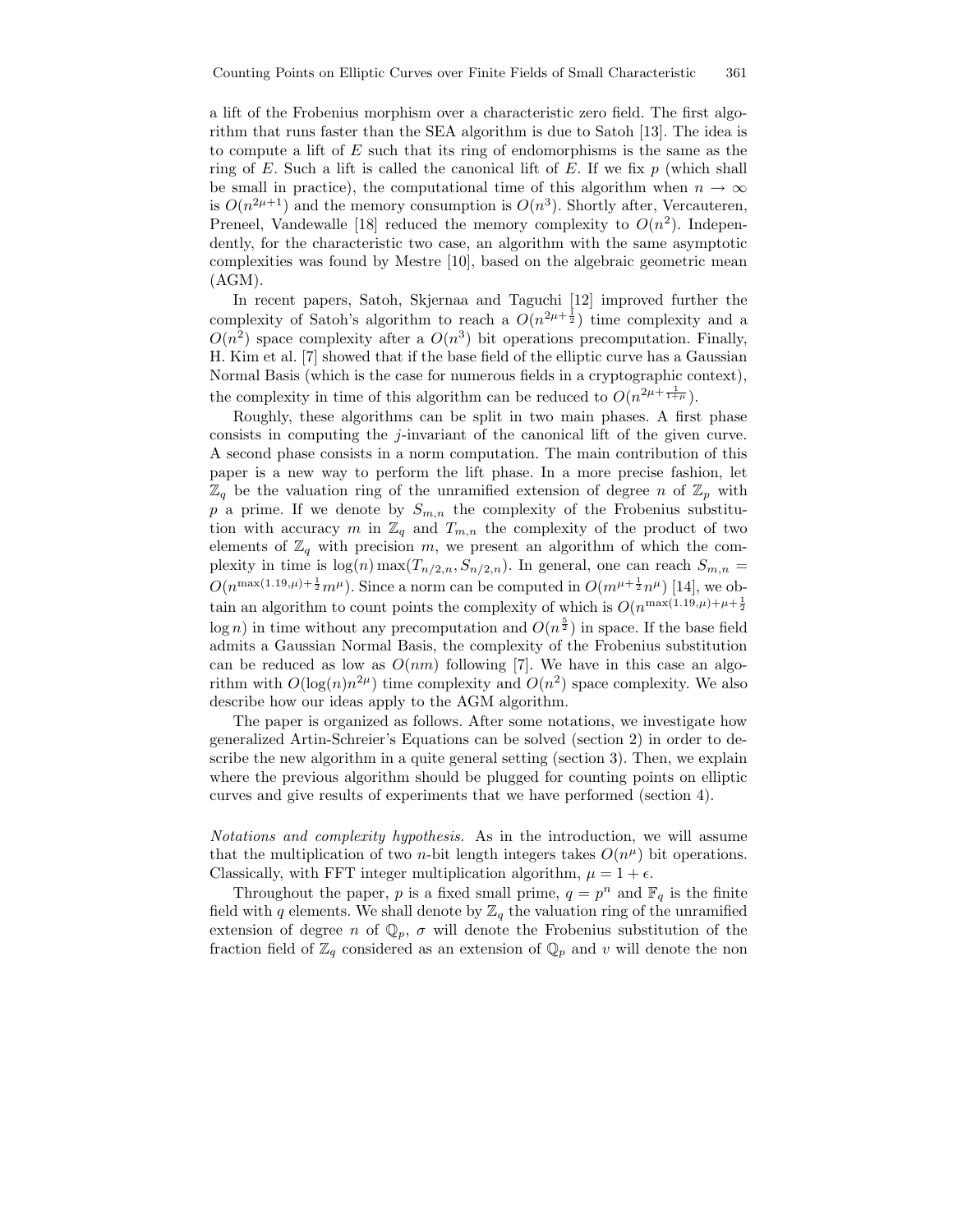a lift of the Frobenius morphism over a characteristic zero field. The first algorithm that runs faster than the SEA algorithm is due to Satoh [13]. The idea is to compute a lift of $E$ such that its ring of endomorphisms is the same as the ring of $E$. Such a lift is called the canonical lift of $E$. If we fix $p$ (which shall be small in practice), the computational time of this algorithm when $n \to \infty$ is $O(n^{2\mu+1})$ and the memory consumption is $O(n^3)$. Shortly after, Vercauteren, Preneel, Vandewalle [18] reduced the memory complexity to $O(n^2)$. Independently, for the characteristic two case, an algorithm with the same asymptotic complexities was found by Mestre [10], based on the algebraic geometric mean (AGM).

In recent papers, Satoh, Skjernaa and Taguchi [12] improved further the complexity of Satoh's algorithm to reach a $O(n^{2\mu+\frac{1}{2}})$ time complexity and a $O(n^2)$ space complexity after a $O(n^3)$ bit operations precomputation. Finally, H. Kim et al. [7] showed that if the base field of the elliptic curve has a Gaussian Normal Basis (which is the case for numerous fields in a cryptographic context), the complexity in time of this algorithm can be reduced to $O(n^{2\mu+\frac{1}{1+\mu}})$.

Roughly, these algorithms can be split in two main phases. A first phase consists in computing the $j$-invariant of the canonical lift of the given curve. A second phase consists in a norm computation. The main contribution of this paper is a new way to perform the lift phase. In a more precise fashion, let $\mathbb{Z}_q$ be the valuation ring of the unramified extension of degree $n$ of $\mathbb{Z}_p$ with $p$ a prime. If we denote by $S_{m,n}$ the complexity of the Frobenius substitution with accuracy $m$ in $\mathbb{Z}_q$ and $T_{m,n}$ the complexity of the product of two elements of $\mathbb{Z}_q$ with precision $m$, we present an algorithm of which the complexity in time is $\log(n)\max(T_{n/2,n}, S_{n/2,n})$. In general, one can reach $S_{m,n} = O(n^{\max(1.19,\mu)+\frac{1}{2}}m^{\mu})$. Since a norm can be computed in $O(m^{\mu+\frac{1}{2}}n^{\mu})$ [14], we obtain an algorithm to count points the complexity of which is $O(n^{\max(1.19,\mu)+\mu+\frac{1}{2}}\log n)$ in time without any precomputation and $O(n^{\frac{5}{2}})$ in space. If the base field admits a Gaussian Normal Basis, the complexity of the Frobenius substitution can be reduced as low as $O(nm)$ following [7]. We have in this case an algorithm with $O(\log(n)n^{2\mu})$ time complexity and $O(n^2)$ space complexity. We also describe how our ideas apply to the AGM algorithm.

The paper is organized as follows. After some notations, we investigate how generalized Artin-Schreier's Equations can be solved (section 2) in order to describe the new algorithm in a quite general setting (section 3). Then, we explain where the previous algorithm should be plugged for counting points on elliptic curves and give results of experiments that we have performed (section 4).

*Notations and complexity hypothesis.* As in the introduction, we will assume that the multiplication of two $n$-bit length integers takes $O(n^{\mu})$ bit operations. Classically, with FFT integer multiplication algorithm, $\mu = 1 + \epsilon$.

Throughout the paper, $p$ is a fixed small prime, $q = p^n$ and $\mathbb{F}_q$ is the finite field with $q$ elements. We shall denote by $\mathbb{Z}_q$ the valuation ring of the unramified extension of degree $n$ of $\mathbb{Q}_p$, $\sigma$ will denote the Frobenius substitution of the fraction field of $\mathbb{Z}_q$ considered as an extension of $\mathbb{Q}_p$ and $v$ will denote the non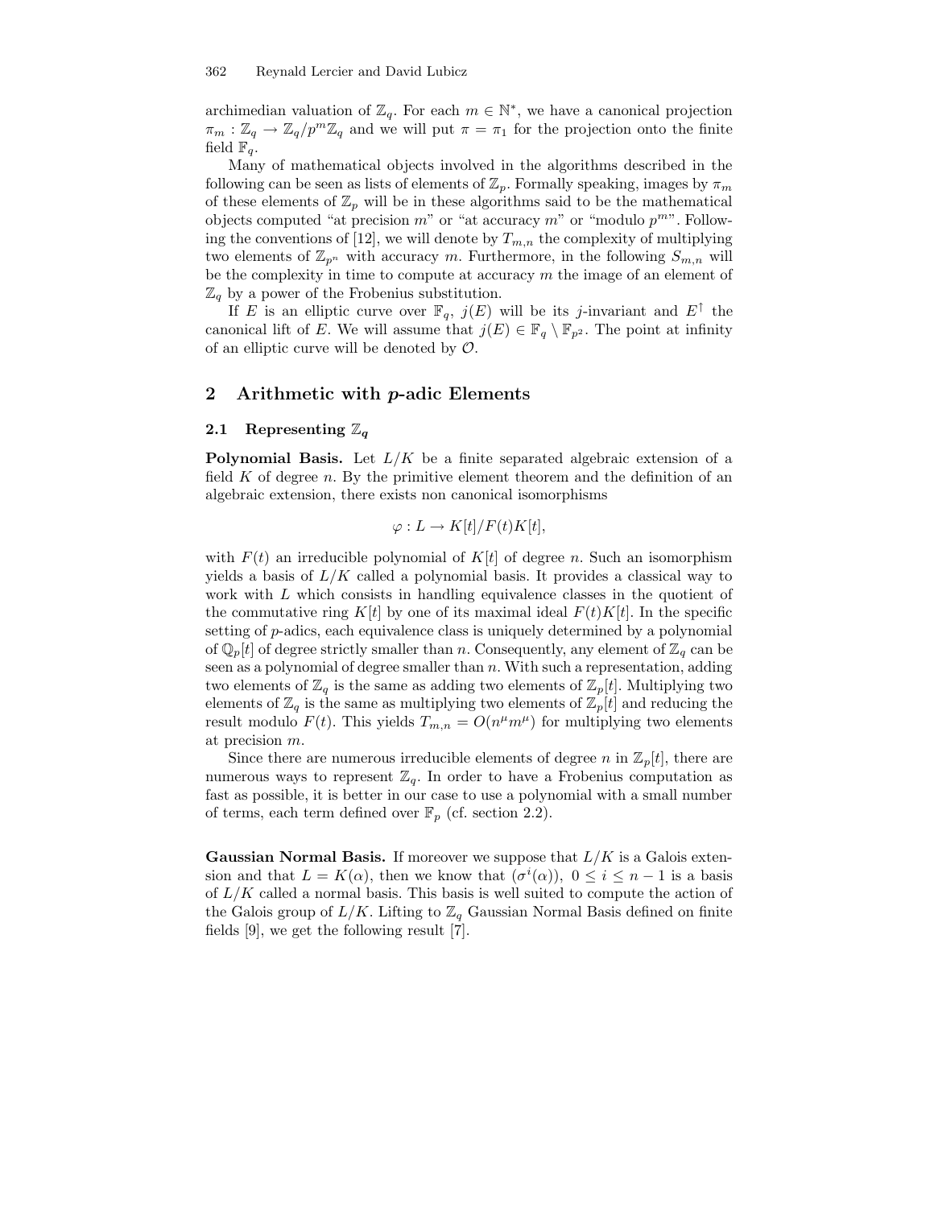archimedian valuation of $\mathbb{Z}_q$. For each $m \in \mathbb{N}^*$, we have a canonical projection $\pi_m : \mathbb{Z}_q \to \mathbb{Z}_q/p^m\mathbb{Z}_q$ and we will put $\pi = \pi_1$ for the projection onto the finite field $\mathbb{F}_q$.

Many of mathematical objects involved in the algorithms described in the following can be seen as lists of elements of $\mathbb{Z}_p$. Formally speaking, images by $\pi_m$ of these elements of $\mathbb{Z}_p$ will be in these algorithms said to be the mathematical objects computed "at precision $m$" or "at accuracy $m$" or "modulo $p^m$". Following the conventions of [12], we will denote by $T_{m,n}$ the complexity of multiplying two elements of $\mathbb{Z}_{p^n}$ with accuracy $m$. Furthermore, in the following $S_{m,n}$ will be the complexity in time to compute at accuracy $m$ the image of an element of $\mathbb{Z}_q$ by a power of the Frobenius substitution.

If $E$ is an elliptic curve over $\mathbb{F}_q$, $j(E)$ will be its $j$-invariant and $E^{\uparrow}$ the canonical lift of $E$. We will assume that $j(E) \in \mathbb{F}_q \setminus \mathbb{F}_{p^2}$. The point at infinity of an elliptic curve will be denoted by $\mathcal{O}$.

## 2 Arithmetic with $p$-adic Elements

### 2.1 Representing $\mathbb{Z}_q$

**Polynomial Basis.** Let $L/K$ be a finite separated algebraic extension of a field $K$ of degree $n$. By the primitive element theorem and the definition of an algebraic extension, there exists non canonical isomorphisms

$$\varphi : L \to K[t]/F(t)K[t],$$

with $F(t)$ an irreducible polynomial of $K[t]$ of degree $n$. Such an isomorphism yields a basis of $L/K$ called a polynomial basis. It provides a classical way to work with $L$ which consists in handling equivalence classes in the quotient of the commutative ring $K[t]$ by one of its maximal ideal $F(t)K[t]$. In the specific setting of $p$-adics, each equivalence class is uniquely determined by a polynomial of $\mathbb{Q}_p[t]$ of degree strictly smaller than $n$. Consequently, any element of $\mathbb{Z}_q$ can be seen as a polynomial of degree smaller than $n$. With such a representation, adding two elements of $\mathbb{Z}_q$ is the same as adding two elements of $\mathbb{Z}_p[t]$. Multiplying two elements of $\mathbb{Z}_q$ is the same as multiplying two elements of $\mathbb{Z}_p[t]$ and reducing the result modulo $F(t)$. This yields $T_{m,n} = O(n^{\mu}m^{\mu})$ for multiplying two elements at precision $m$.

Since there are numerous irreducible elements of degree $n$ in $\mathbb{Z}_p[t]$, there are numerous ways to represent $\mathbb{Z}_q$. In order to have a Frobenius computation as fast as possible, it is better in our case to use a polynomial with a small number of terms, each term defined over $\mathbb{F}_p$ (cf. section 2.2).

**Gaussian Normal Basis.** If moreover we suppose that $L/K$ is a Galois extension and that $L = K(\alpha)$, then we know that $(\sigma^i(\alpha)),\ 0 \leq i \leq n-1$ is a basis of $L/K$ called a normal basis. This basis is well suited to compute the action of the Galois group of $L/K$. Lifting to $\mathbb{Z}_q$ Gaussian Normal Basis defined on finite fields [9], we get the following result [7].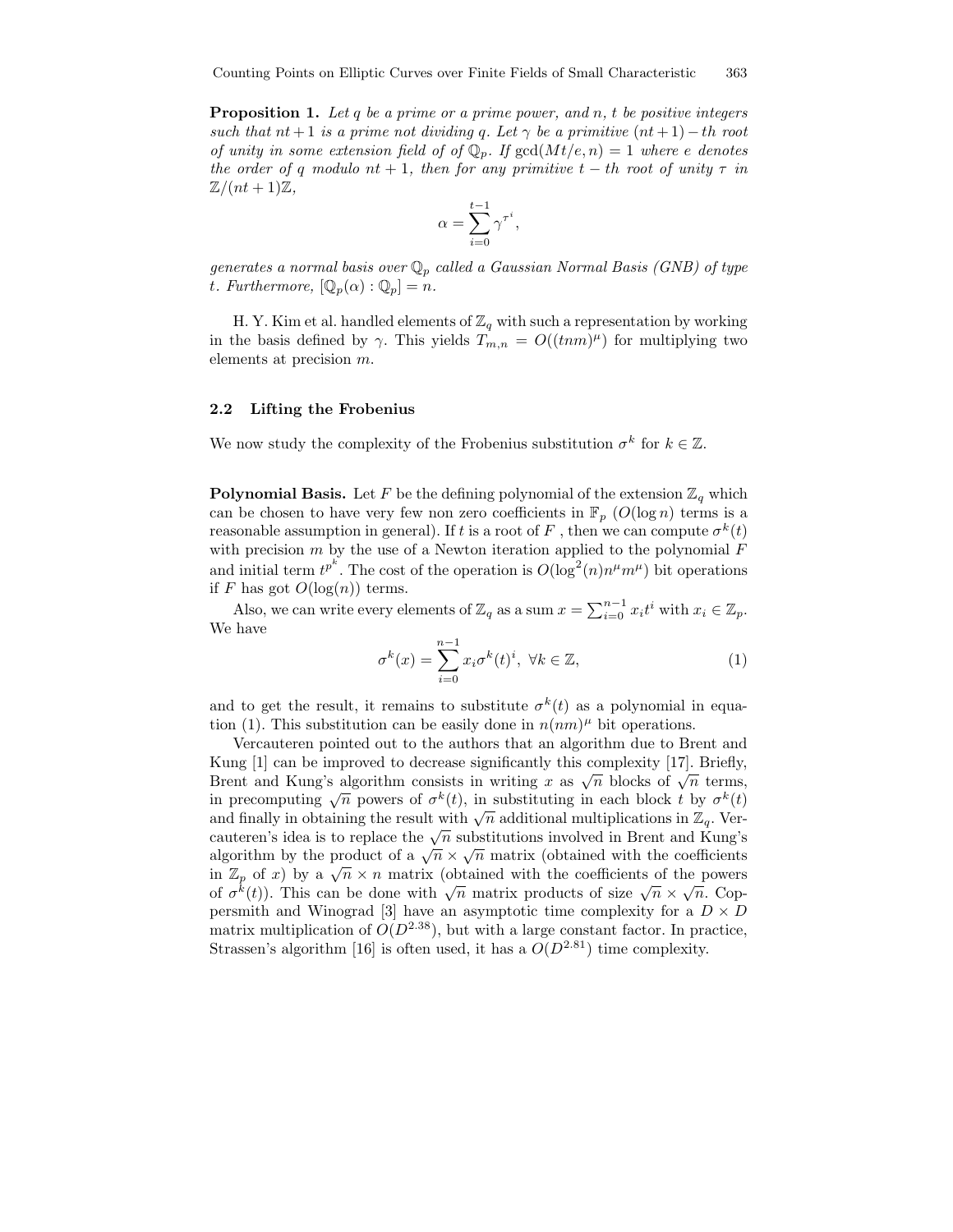**Proposition 1.** *Let $q$ be a prime or a prime power, and $n$, $t$ be positive integers such that $nt+1$ is a prime not dividing $q$. Let $\gamma$ be a primitive $(nt+1)-th$ root of unity in some extension field of of $\mathbb{Q}_p$. If $\gcd(Mt/e, n) = 1$ where $e$ denotes the order of $q$ modulo $nt+1$, then for any primitive $t-th$ root of unity $\tau$ in $\mathbb{Z}/(nt+1)\mathbb{Z}$,*

$$\alpha = \sum_{i=0}^{t-1} \gamma^{\tau^i},$$

*generates a normal basis over $\mathbb{Q}_p$ called a Gaussian Normal Basis (GNB) of type $t$. Furthermore, $[\mathbb{Q}_p(\alpha) : \mathbb{Q}_p] = n$.*

H. Y. Kim et al. handled elements of $\mathbb{Z}_q$ with such a representation by working in the basis defined by $\gamma$. This yields $T_{m,n} = O((tnm)^\mu)$ for multiplying two elements at precision $m$.

### 2.2 Lifting the Frobenius

We now study the complexity of the Frobenius substitution $\sigma^k$ for $k \in \mathbb{Z}$.

**Polynomial Basis.** Let $F$ be the defining polynomial of the extension $\mathbb{Z}_q$ which can be chosen to have very few non zero coefficients in $\mathbb{F}_p$ ($O(\log n)$ terms is a reasonable assumption in general). If $t$ is a root of $F$ , then we can compute $\sigma^k(t)$ with precision $m$ by the use of a Newton iteration applied to the polynomial $F$ and initial term $t^{p^k}$. The cost of the operation is $O(\log^2(n)n^\mu m^\mu)$ bit operations if $F$ has got $O(\log(n))$ terms.

Also, we can write every elements of $\mathbb{Z}_q$ as a sum $x = \sum_{i=0}^{n-1} x_i t^i$ with $x_i \in \mathbb{Z}_p$. We have

$$\sigma^k(x) = \sum_{i=0}^{n-1} x_i \sigma^k(t)^i, \ \forall k \in \mathbb{Z}, \tag{1}$$

and to get the result, it remains to substitute $\sigma^k(t)$ as a polynomial in equation (1). This substitution can be easily done in $n(nm)^\mu$ bit operations.

Vercauteren pointed out to the authors that an algorithm due to Brent and Kung [1] can be improved to decrease significantly this complexity [17]. Briefly, Brent and Kung's algorithm consists in writing $x$ as $\sqrt{n}$ blocks of $\sqrt{n}$ terms, in precomputing $\sqrt{n}$ powers of $\sigma^k(t)$, in substituting in each block $t$ by $\sigma^k(t)$ and finally in obtaining the result with $\sqrt{n}$ additional multiplications in $\mathbb{Z}_q$. Vercauteren's idea is to replace the $\sqrt{n}$ substitutions involved in Brent and Kung's algorithm by the product of a $\sqrt{n} \times \sqrt{n}$ matrix (obtained with the coefficients in $\mathbb{Z}_p$ of $x$) by a $\sqrt{n} \times n$ matrix (obtained with the coefficients of the powers of $\sigma^k(t)$). This can be done with $\sqrt{n}$ matrix products of size $\sqrt{n} \times \sqrt{n}$. Coppersmith and Winograd [3] have an asymptotic time complexity for a $D \times D$ matrix multiplication of $O(D^{2.38})$, but with a large constant factor. In practice, Strassen's algorithm [16] is often used, it has a $O(D^{2.81})$ time complexity.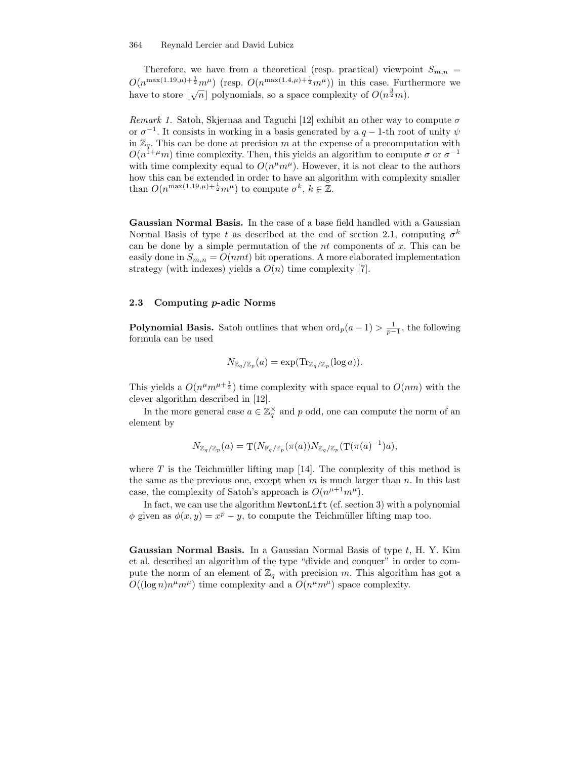Therefore, we have from a theoretical (resp. practical) viewpoint $S_{m,n} = O(n^{\max(1.19,\mu)+\frac{1}{2}}m^{\mu})$ (resp. $O(n^{\max(1.4,\mu)+\frac{1}{2}}m^{\mu})$) in this case. Furthermore we have to store $\lfloor\sqrt{n}\rfloor$ polynomials, so a space complexity of $O(n^{\frac{3}{2}}m)$.

*Remark 1.* Satoh, Skjernaa and Taguchi [12] exhibit an other way to compute $\sigma$ or $\sigma^{-1}$. It consists in working in a basis generated by a $q-1$-th root of unity $\psi$ in $\mathbb{Z}_q$. This can be done at precision $m$ at the expense of a precomputation with $O(n^{1+\mu}m)$ time complexity. Then, this yields an algorithm to compute $\sigma$ or $\sigma^{-1}$ with time complexity equal to $O(n^{\mu}m^{\mu})$. However, it is not clear to the authors how this can be extended in order to have an algorithm with complexity smaller than $O(n^{\max(1.19,\mu)+\frac{1}{2}}m^{\mu})$ to compute $\sigma^k$, $k \in \mathbb{Z}$.

**Gaussian Normal Basis.** In the case of a base field handled with a Gaussian Normal Basis of type $t$ as described at the end of section 2.1, computing $\sigma^k$ can be done by a simple permutation of the $nt$ components of $x$. This can be easily done in $S_{m,n} = O(nmt)$ bit operations. A more elaborated implementation strategy (with indexes) yields a $O(n)$ time complexity [7].

### 2.3 Computing $p$-adic Norms

**Polynomial Basis.** Satoh outlines that when $\mathrm{ord}_p(a-1) > \frac{1}{p-1}$, the following formula can be used

$$N_{\mathbb{Z}_q/\mathbb{Z}_p}(a) = \exp(\mathrm{Tr}_{\mathbb{Z}_q/\mathbb{Z}_p}(\log a)).$$

This yields a $O(n^{\mu}m^{\mu+\frac{1}{2}})$ time complexity with space equal to $O(nm)$ with the clever algorithm described in [12].

In the more general case $a \in \mathbb{Z}_q^{\times}$ and $p$ odd, one can compute the norm of an element by

$$N_{\mathbb{Z}_q/\mathbb{Z}_p}(a) = \mathrm{T}(N_{\mathbb{F}_q/\mathbb{F}_p}(\pi(a))N_{\mathbb{Z}_q/\mathbb{Z}_p}(\mathrm{T}(\pi(a)^{-1})a),$$

where $T$ is the Teichmüller lifting map [14]. The complexity of this method is the same as the previous one, except when $m$ is much larger than $n$. In this last case, the complexity of Satoh's approach is $O(n^{\mu+1}m^{\mu})$.

In fact, we can use the algorithm `NewtonLift` (cf. section 3) with a polynomial $\phi$ given as $\phi(x, y) = x^p - y$, to compute the Teichmüller lifting map too.

**Gaussian Normal Basis.** In a Gaussian Normal Basis of type $t$, H. Y. Kim et al. described an algorithm of the type "divide and conquer" in order to compute the norm of an element of $\mathbb{Z}_q$ with precision $m$. This algorithm has got a $O((\log n)n^{\mu}m^{\mu})$ time complexity and a $O(n^{\mu}m^{\mu})$ space complexity.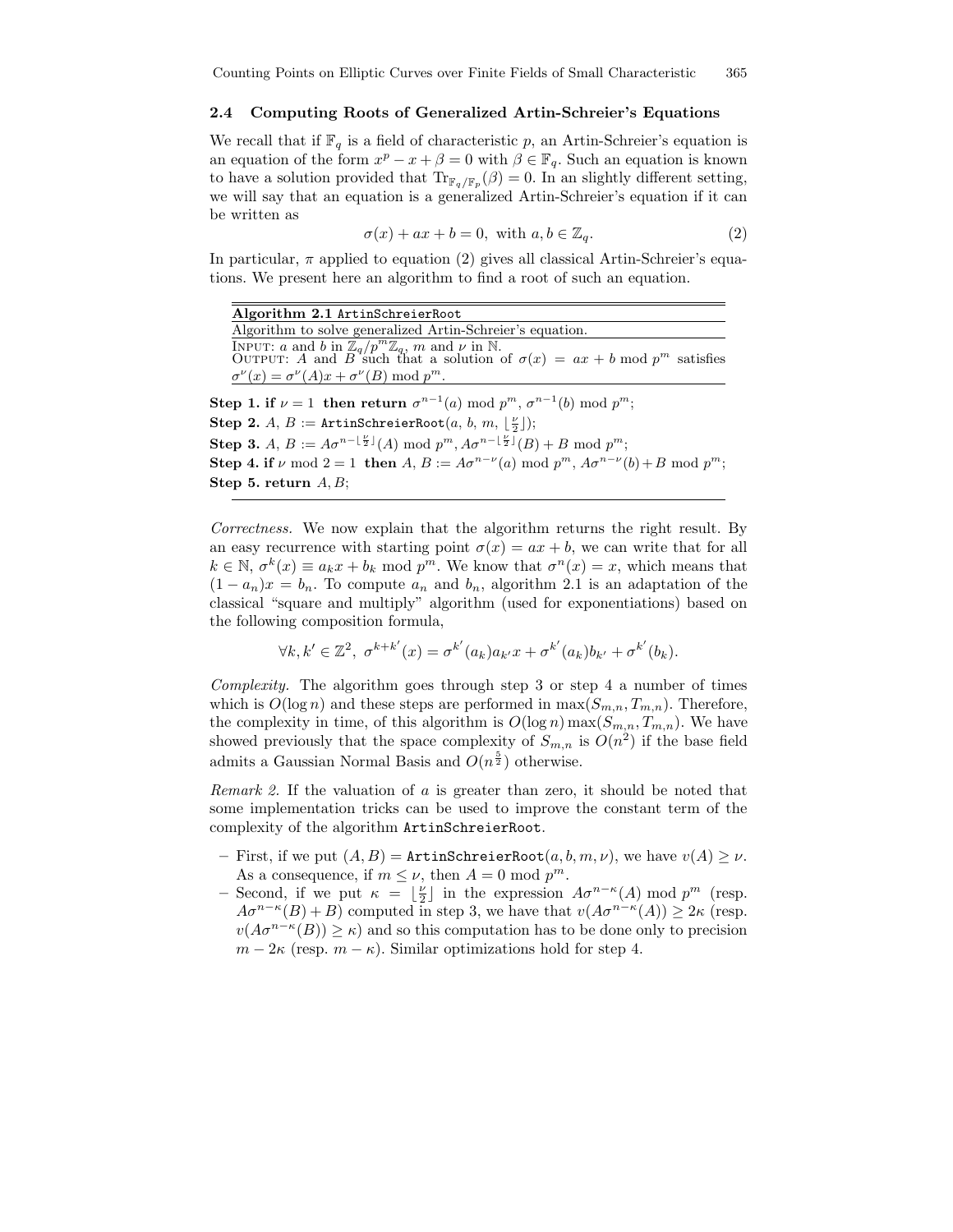### 2.4 Computing Roots of Generalized Artin-Schreier's Equations

We recall that if $\mathbb{F}_q$ is a field of characteristic $p$, an Artin-Schreier's equation is an equation of the form $x^p - x + \beta = 0$ with $\beta \in \mathbb{F}_q$. Such an equation is known to have a solution provided that $\mathrm{Tr}_{\mathbb{F}_q/\mathbb{F}_p}(\beta) = 0$. In an slightly different setting, we will say that an equation is a generalized Artin-Schreier's equation if it can be written as

$$\sigma(x) + ax + b = 0, \text{ with } a, b \in \mathbb{Z}_q. \tag{2}$$

In particular, $\pi$ applied to equation (2) gives all classical Artin-Schreier's equations. We present here an algorithm to find a root of such an equation.

---

**Algorithm 2.1** `ArtinSchreierRoot`

Algorithm to solve generalized Artin-Schreier's equation.

INPUT: $a$ and $b$ in $\mathbb{Z}_q/p^m\mathbb{Z}_q$, $m$ and $\nu$ in $\mathbb{N}$.
OUTPUT: $A$ and $B$ such that a solution of $\sigma(x) = ax + b \bmod p^m$ satisfies $\sigma^\nu(x) = \sigma^\nu(A)x + \sigma^\nu(B) \bmod p^m$.

**Step 1. if** $\nu = 1$ **then return** $\sigma^{n-1}(a) \bmod p^m$, $\sigma^{n-1}(b) \bmod p^m$;
**Step 2.** $A$, $B$ := `ArtinSchreierRoot`($a$, $b$, $m$, $\lfloor \frac{\nu}{2} \rfloor$);
**Step 3.** $A$, $B$ := $A\sigma^{n-\lfloor \frac{\nu}{2} \rfloor}(A) \bmod p^m$, $A\sigma^{n-\lfloor \frac{\nu}{2} \rfloor}(B) + B \bmod p^m$;
**Step 4. if** $\nu \bmod 2 = 1$ **then** $A$, $B$ := $A\sigma^{n-\nu}(a) \bmod p^m$, $A\sigma^{n-\nu}(b) + B \bmod p^m$;
**Step 5. return** $A, B$;

---

*Correctness.* We now explain that the algorithm returns the right result. By an easy recurrence with starting point $\sigma(x) = ax + b$, we can write that for all $k \in \mathbb{N}$, $\sigma^k(x) \equiv a_k x + b_k \bmod p^m$. We know that $\sigma^n(x) = x$, which means that $(1 - a_n)x = b_n$. To compute $a_n$ and $b_n$, algorithm 2.1 is an adaptation of the classical "square and multiply" algorithm (used for exponentiations) based on the following composition formula,

$$\forall k, k' \in \mathbb{Z}^2,\ \sigma^{k+k'}(x) = \sigma^{k'}(a_k)a_{k'}x + \sigma^{k'}(a_k)b_{k'} + \sigma^{k'}(b_k).$$

*Complexity.* The algorithm goes through step 3 or step 4 a number of times which is $O(\log n)$ and these steps are performed in $\max(S_{m,n}, T_{m,n})$. Therefore, the complexity in time, of this algorithm is $O(\log n)\max(S_{m,n}, T_{m,n})$. We have showed previously that the space complexity of $S_{m,n}$ is $O(n^2)$ if the base field admits a Gaussian Normal Basis and $O(n^{\frac{5}{2}})$ otherwise.

*Remark 2.* If the valuation of $a$ is greater than zero, it should be noted that some implementation tricks can be used to improve the constant term of the complexity of the algorithm `ArtinSchreierRoot`.

- First, if we put $(A, B) =$ `ArtinSchreierRoot`$(a, b, m, \nu)$, we have $v(A) \geq \nu$. As a consequence, if $m \leq \nu$, then $A = 0 \bmod p^m$.
- Second, if we put $\kappa = \lfloor \frac{\nu}{2} \rfloor$ in the expression $A\sigma^{n-\kappa}(A) \bmod p^m$ (resp. $A\sigma^{n-\kappa}(B) + B$) computed in step 3, we have that $v(A\sigma^{n-\kappa}(A)) \geq 2\kappa$ (resp. $v(A\sigma^{n-\kappa}(B)) \geq \kappa$) and so this computation has to be done only to precision $m - 2\kappa$ (resp. $m - \kappa$). Similar optimizations hold for step 4.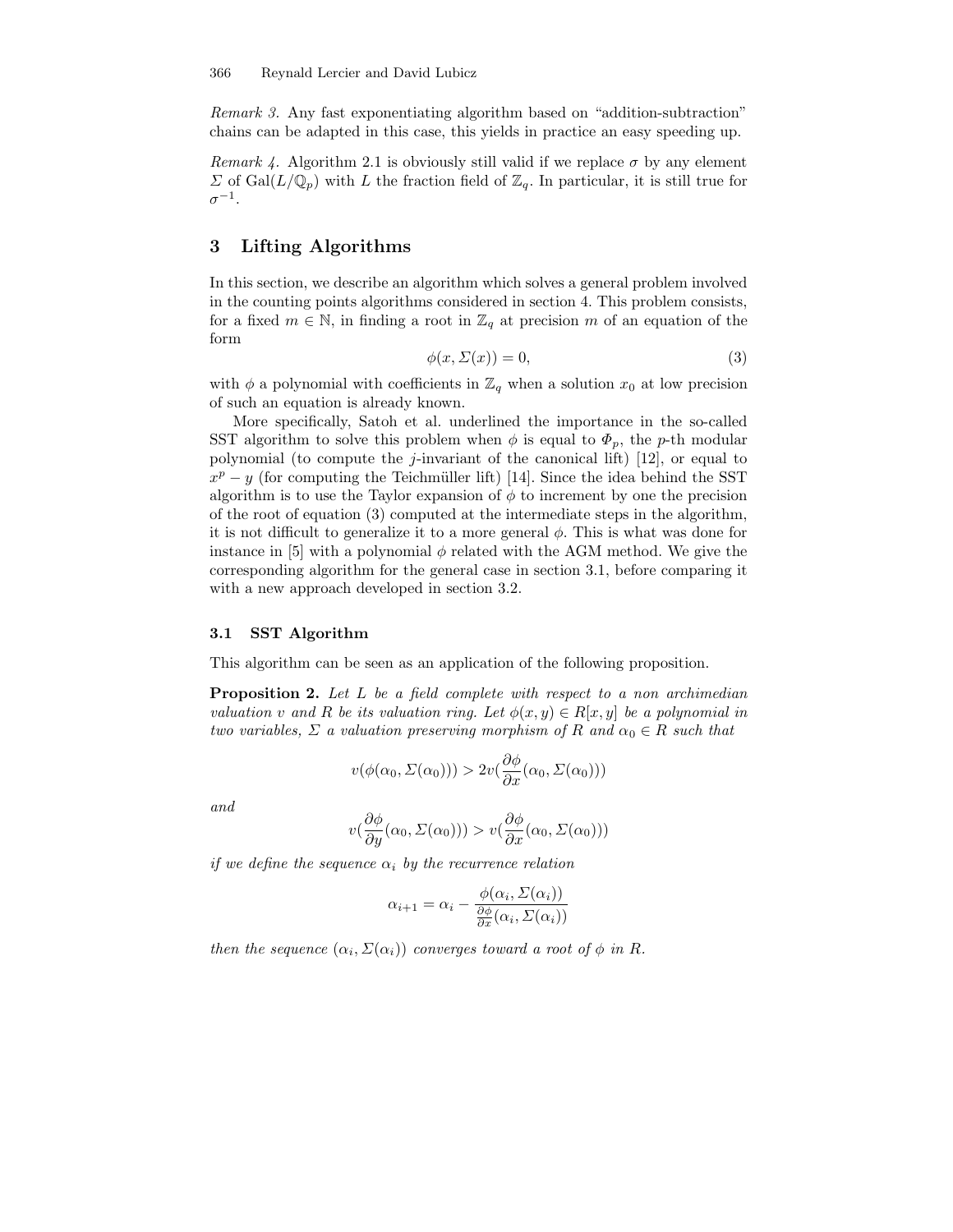*Remark 3.* Any fast exponentiating algorithm based on "addition-subtraction" chains can be adapted in this case, this yields in practice an easy speeding up.

*Remark 4.* Algorithm 2.1 is obviously still valid if we replace $\sigma$ by any element $\Sigma$ of $\mathrm{Gal}(L/\mathbb{Q}_p)$ with $L$ the fraction field of $\mathbb{Z}_q$. In particular, it is still true for $\sigma^{-1}$.

## 3 Lifting Algorithms

In this section, we describe an algorithm which solves a general problem involved in the counting points algorithms considered in section 4. This problem consists, for a fixed $m \in \mathbb{N}$, in finding a root in $\mathbb{Z}_q$ at precision $m$ of an equation of the form

$$\phi(x, \Sigma(x)) = 0, \tag{3}$$

with $\phi$ a polynomial with coefficients in $\mathbb{Z}_q$ when a solution $x_0$ at low precision of such an equation is already known.

More specifically, Satoh et al. underlined the importance in the so-called SST algorithm to solve this problem when $\phi$ is equal to $\Phi_p$, the $p$-th modular polynomial (to compute the $j$-invariant of the canonical lift) [12], or equal to $x^p - y$ (for computing the Teichmüller lift) [14]. Since the idea behind the SST algorithm is to use the Taylor expansion of $\phi$ to increment by one the precision of the root of equation (3) computed at the intermediate steps in the algorithm, it is not difficult to generalize it to a more general $\phi$. This is what was done for instance in [5] with a polynomial $\phi$ related with the AGM method. We give the corresponding algorithm for the general case in section 3.1, before comparing it with a new approach developed in section 3.2.

### 3.1 SST Algorithm

This algorithm can be seen as an application of the following proposition.

**Proposition 2.** *Let $L$ be a field complete with respect to a non archimedian valuation $v$ and $R$ be its valuation ring. Let $\phi(x, y) \in R[x, y]$ be a polynomial in two variables, $\Sigma$ a valuation preserving morphism of $R$ and $\alpha_0 \in R$ such that*

$$v(\phi(\alpha_0, \Sigma(\alpha_0))) > 2v(\frac{\partial \phi}{\partial x}(\alpha_0, \Sigma(\alpha_0)))$$

*and*

$$v(\frac{\partial \phi}{\partial y}(\alpha_0, \Sigma(\alpha_0))) > v(\frac{\partial \phi}{\partial x}(\alpha_0, \Sigma(\alpha_0)))$$

*if we define the sequence $\alpha_i$ by the recurrence relation*

$$\alpha_{i+1} = \alpha_i - \frac{\phi(\alpha_i, \Sigma(\alpha_i))}{\frac{\partial \phi}{\partial x}(\alpha_i, \Sigma(\alpha_i))}$$

*then the sequence $(\alpha_i, \Sigma(\alpha_i))$ converges toward a root of $\phi$ in $R$.*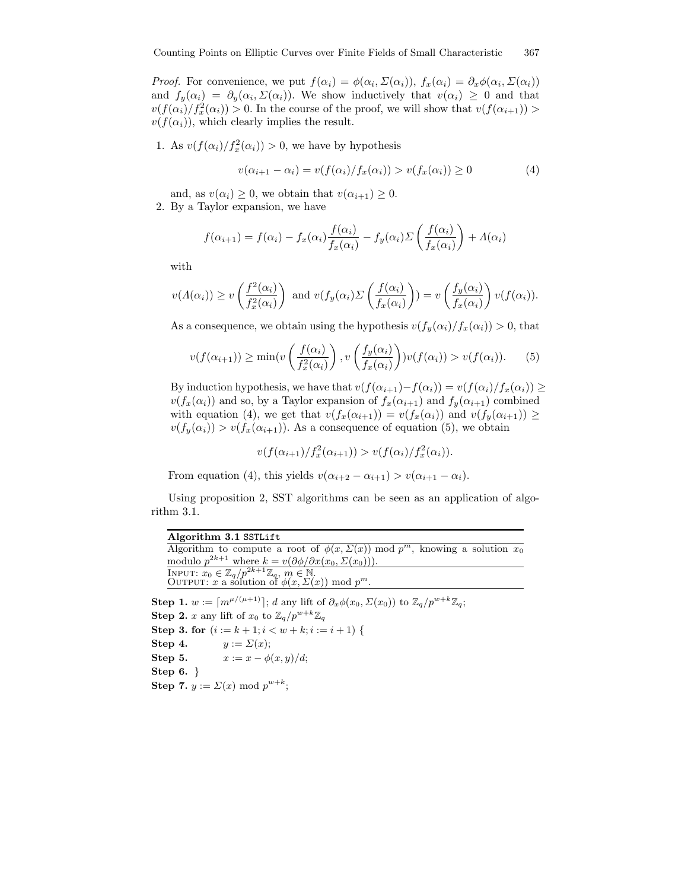*Proof.* For convenience, we put $f(\alpha_i) = \phi(\alpha_i, \Sigma(\alpha_i))$, $f_x(\alpha_i) = \partial_x \phi(\alpha_i, \Sigma(\alpha_i))$ and $f_y(\alpha_i) = \partial_y(\alpha_i, \Sigma(\alpha_i))$. We show inductively that $v(\alpha_i) \geq 0$ and that $v(f(\alpha_i)/f_x^2(\alpha_i)) > 0$. In the course of the proof, we will show that $v(f(\alpha_{i+1})) > v(f(\alpha_i))$, which clearly implies the result.

1. As $v(f(\alpha_i)/f_x^2(\alpha_i)) > 0$, we have by hypothesis

$$v(\alpha_{i+1} - \alpha_i) = v(f(\alpha_i)/f_x(\alpha_i)) > v(f_x(\alpha_i)) \geq 0 \tag{4}$$

   and, as $v(\alpha_i) \geq 0$, we obtain that $v(\alpha_{i+1}) \geq 0$.

2. By a Taylor expansion, we have

$$f(\alpha_{i+1}) = f(\alpha_i) - f_x(\alpha_i)\frac{f(\alpha_i)}{f_x(\alpha_i)} - f_y(\alpha_i)\Sigma\left(\frac{f(\alpha_i)}{f_x(\alpha_i)}\right) + \Lambda(\alpha_i)$$

   with

$$v(\Lambda(\alpha_i)) \geq v\left(\frac{f^2(\alpha_i)}{f_x^2(\alpha_i)}\right) \text{ and } v(f_y(\alpha_i)\Sigma\left(\frac{f(\alpha_i)}{f_x(\alpha_i)}\right)) = v\left(\frac{f_y(\alpha_i)}{f_x(\alpha_i)}\right)v(f(\alpha_i)).$$

   As a consequence, we obtain using the hypothesis $v(f_y(\alpha_i)/f_x(\alpha_i)) > 0$, that

$$v(f(\alpha_{i+1})) \geq \min(v\left(\frac{f(\alpha_i)}{f_x^2(\alpha_i)}\right), v\left(\frac{f_y(\alpha_i)}{f_x(\alpha_i)}\right))v(f(\alpha_i)) > v(f(\alpha_i)). \tag{5}$$

   By induction hypothesis, we have that $v(f(\alpha_{i+1}) - f(\alpha_i)) = v(f(\alpha_i)/f_x(\alpha_i)) \geq v(f_x(\alpha_i))$ and so, by a Taylor expansion of $f_x(\alpha_{i+1})$ and $f_y(\alpha_{i+1})$ combined with equation (4), we get that $v(f_x(\alpha_{i+1})) = v(f_x(\alpha_i))$ and $v(f_y(\alpha_{i+1})) \geq v(f_y(\alpha_i)) > v(f_x(\alpha_{i+1}))$. As a consequence of equation (5), we obtain

$$v(f(\alpha_{i+1})/f_x^2(\alpha_{i+1})) > v(f(\alpha_i)/f_x^2(\alpha_i)).$$

   From equation (4), this yields $v(\alpha_{i+2} - \alpha_{i+1}) > v(\alpha_{i+1} - \alpha_i)$.

Using proposition 2, SST algorithms can be seen as an application of algorithm 3.1.

**Algorithm 3.1** `SSTLift`

Algorithm to compute a root of $\phi(x, \Sigma(x)) \bmod p^m$, knowing a solution $x_0$ modulo $p^{2k+1}$ where $k = v(\partial\phi/\partial x(x_0, \Sigma(x_0)))$.

INPUT: $x_0 \in \mathbb{Z}_q/p^{2k+1}\mathbb{Z}_q$, $m \in \mathbb{N}$.
OUTPUT: $x$ a solution of $\phi(x, \Sigma(x)) \bmod p^m$.

**Step 1.** $w := \lceil m^{\mu/(\mu+1)} \rceil$; $d$ any lift of $\partial_x\phi(x_0, \Sigma(x_0))$ to $\mathbb{Z}_q/p^{w+k}\mathbb{Z}_q$;
**Step 2.** $x$ any lift of $x_0$ to $\mathbb{Z}_q/p^{w+k}\mathbb{Z}_q$
**Step 3.** **for** $(i := k+1; i < w+k; i := i+1)$ {
**Step 4.** $\quad y := \Sigma(x)$;
**Step 5.** $\quad x := x - \phi(x, y)/d$;
**Step 6.** }
**Step 7.** $y := \Sigma(x) \bmod p^{w+k}$;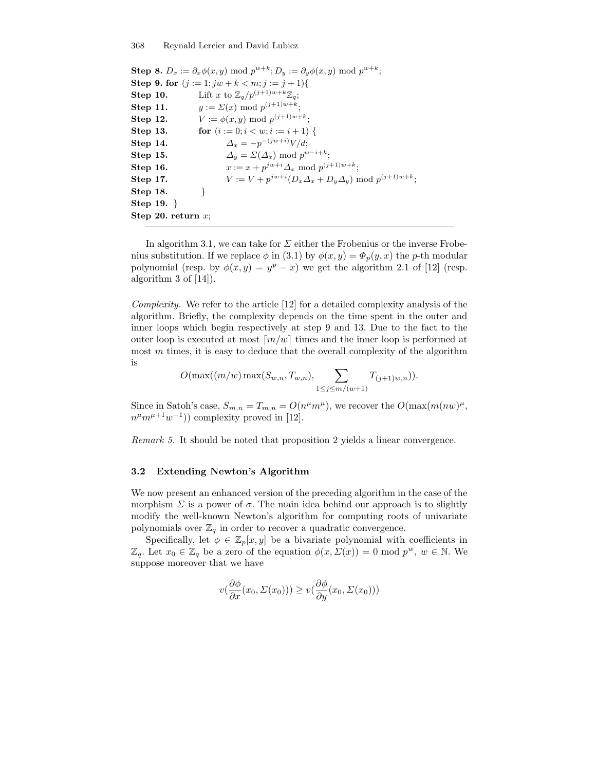**Step 8.** $D_x := \partial_x \phi(x, y) \bmod p^{w+k}$; $D_y := \partial_y \phi(x, y) \bmod p^{w+k}$;
**Step 9. for** $(j := 1; jw + k < m; j := j + 1)\{$
**Step 10.** Lift $x$ to $\mathbb{Z}_q/p^{(j+1)w+k}\mathbb{Z}_q$;
**Step 11.** $y := \Sigma(x) \bmod p^{(j+1)w+k}$;
**Step 12.** $V := \phi(x, y) \bmod p^{(j+1)w+k}$;
**Step 13.** **for** $(i := 0; i < w; i := i + 1)$ {
**Step 14.** $\Delta_x = -p^{-(jw+i)}V/d$;
**Step 15.** $\Delta_y = \Sigma(\Delta_x) \bmod p^{w-i+k}$;
**Step 16.** $x := x + p^{jw+i}\Delta_x \bmod p^{(j+1)w+k}$;
**Step 17.** $V := V + p^{jw+i}(D_x\Delta_x + D_y\Delta_y) \bmod p^{(j+1)w+k}$;
**Step 18.** }
**Step 19.** }
**Step 20. return** $x$;

---

In algorithm 3.1, we can take for $\Sigma$ either the Frobenius or the inverse Frobenius substitution. If we replace $\phi$ in (3.1) by $\phi(x, y) = \Phi_p(y, x)$ the $p$-th modular polynomial (resp. by $\phi(x, y) = y^p - x$) we get the algorithm 2.1 of [12] (resp. algorithm 3 of [14]).

*Complexity.* We refer to the article [12] for a detailed complexity analysis of the algorithm. Briefly, the complexity depends on the time spent in the outer and inner loops which begin respectively at step 9 and 13. Due to the fact to the outer loop is executed at most $\lceil m/w \rceil$ times and the inner loop is performed at most $m$ times, it is easy to deduce that the overall complexity of the algorithm is

$$O(\max((m/w)\max(S_{w,n}, T_{w,n}), \sum_{1 \leq j \leq m/(w+1)} T_{(j+1)w,n})).$$

Since in Satoh's case, $S_{m,n} = T_{m,n} = O(n^\mu m^\mu)$, we recover the $O(\max(m(nw)^\mu, n^\mu m^{\mu+1} w^{-1}))$ complexity proved in [12].

*Remark 5.* It should be noted that proposition 2 yields a linear convergence.

### 3.2 Extending Newton's Algorithm

We now present an enhanced version of the preceding algorithm in the case of the morphism $\Sigma$ is a power of $\sigma$. The main idea behind our approach is to slightly modify the well-known Newton's algorithm for computing roots of univariate polynomials over $\mathbb{Z}_q$ in order to recover a quadratic convergence.

Specifically, let $\phi \in \mathbb{Z}_p[x, y]$ be a bivariate polynomial with coefficients in $\mathbb{Z}_q$. Let $x_0 \in \mathbb{Z}_q$ be a zero of the equation $\phi(x, \Sigma(x)) = 0 \bmod p^w$, $w \in \mathbb{N}$. We suppose moreover that we have

$$v(\frac{\partial \phi}{\partial x}(x_0, \Sigma(x_0))) \geq v(\frac{\partial \phi}{\partial y}(x_0, \Sigma(x_0)))$$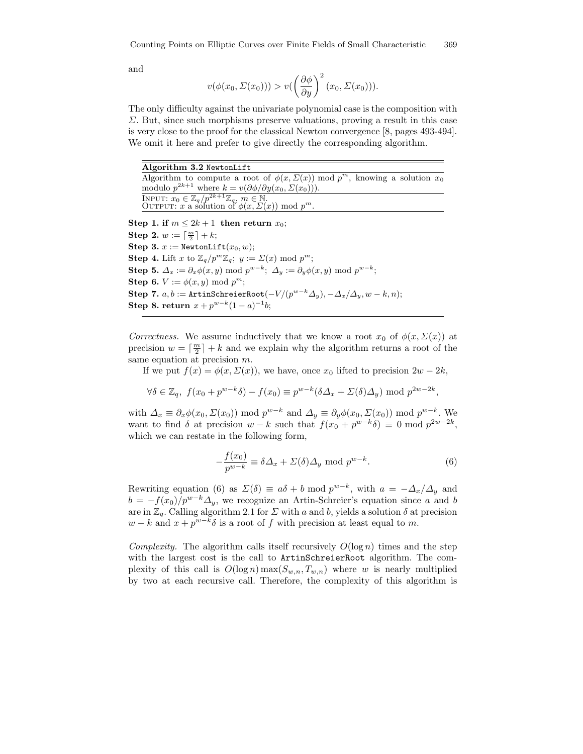and

$$v(\phi(x_0, \Sigma(x_0))) > v(\left(\frac{\partial \phi}{\partial y}\right)^2 (x_0, \Sigma(x_0))).$$

The only difficulty against the univariate polynomial case is the composition with $\Sigma$. But, since such morphisms preserve valuations, proving a result in this case is very close to the proof for the classical Newton convergence [8, pages 493-494]. We omit it here and prefer to give directly the corresponding algorithm.

**Algorithm 3.2** `NewtonLift`

Algorithm to compute a root of $\phi(x, \Sigma(x)) \bmod p^m$, knowing a solution $x_0$ modulo $p^{2k+1}$ where $k = v(\partial\phi/\partial y(x_0, \Sigma(x_0)))$.

INPUT: $x_0 \in \mathbb{Z}_q/p^{2k+1}\mathbb{Z}_q$, $m \in \mathbb{N}$.
OUTPUT: $x$ a solution of $\phi(x, \Sigma(x)) \bmod p^m$.

**Step 1. if** $m \leq 2k+1$ **then return** $x_0$;
**Step 2.** $w := \lceil \frac{m}{2} \rceil + k$;
**Step 3.** $x :=$ `NewtonLift`$(x_0, w)$;
**Step 4.** Lift $x$ to $\mathbb{Z}_q/p^m\mathbb{Z}_q$; $y := \Sigma(x) \bmod p^m$;
**Step 5.** $\Delta_x := \partial_x \phi(x, y) \bmod p^{w-k}$; $\Delta_y := \partial_y \phi(x, y) \bmod p^{w-k}$;
**Step 6.** $V := \phi(x, y) \bmod p^m$;
**Step 7.** $a, b :=$ `ArtinSchreierRoot`$(-V/(p^{w-k}\Delta_y), -\Delta_x/\Delta_y, w-k, n)$;
**Step 8. return** $x + p^{w-k}(1-a)^{-1}b$;

*Correctness.* We assume inductively that we know a root $x_0$ of $\phi(x, \Sigma(x))$ at precision $w = \lceil \frac{m}{2} \rceil + k$ and we explain why the algorithm returns a root of the same equation at precision $m$.

If we put $f(x) = \phi(x, \Sigma(x))$, we have, once $x_0$ lifted to precision $2w - 2k$,

$$\forall \delta \in \mathbb{Z}_q,\ f(x_0 + p^{w-k}\delta) - f(x_0) \equiv p^{w-k}(\delta\Delta_x + \Sigma(\delta)\Delta_y) \bmod p^{2w-2k},$$

with $\Delta_x \equiv \partial_x \phi(x_0, \Sigma(x_0)) \bmod p^{w-k}$ and $\Delta_y \equiv \partial_y \phi(x_0, \Sigma(x_0)) \bmod p^{w-k}$. We want to find $\delta$ at precision $w - k$ such that $f(x_0 + p^{w-k}\delta) \equiv 0 \bmod p^{2w-2k}$, which we can restate in the following form,

$$-\frac{f(x_0)}{p^{w-k}} \equiv \delta\Delta_x + \Sigma(\delta)\Delta_y \bmod p^{w-k}. \tag{6}$$

Rewriting equation (6) as $\Sigma(\delta) \equiv a\delta + b \bmod p^{w-k}$, with $a = -\Delta_x/\Delta_y$ and $b = -f(x_0)/p^{w-k}\Delta_y$, we recognize an Artin-Schreier's equation since $a$ and $b$ are in $\mathbb{Z}_q$. Calling algorithm 2.1 for $\Sigma$ with $a$ and $b$, yields a solution $\delta$ at precision $w - k$ and $x + p^{w-k}\delta$ is a root of $f$ with precision at least equal to $m$.

*Complexity.* The algorithm calls itself recursively $O(\log n)$ times and the step with the largest cost is the call to `ArtinSchreierRoot` algorithm. The complexity of this call is $O(\log n) \max(S_{w,n}, T_{w,n})$ where $w$ is nearly multiplied by two at each recursive call. Therefore, the complexity of this algorithm is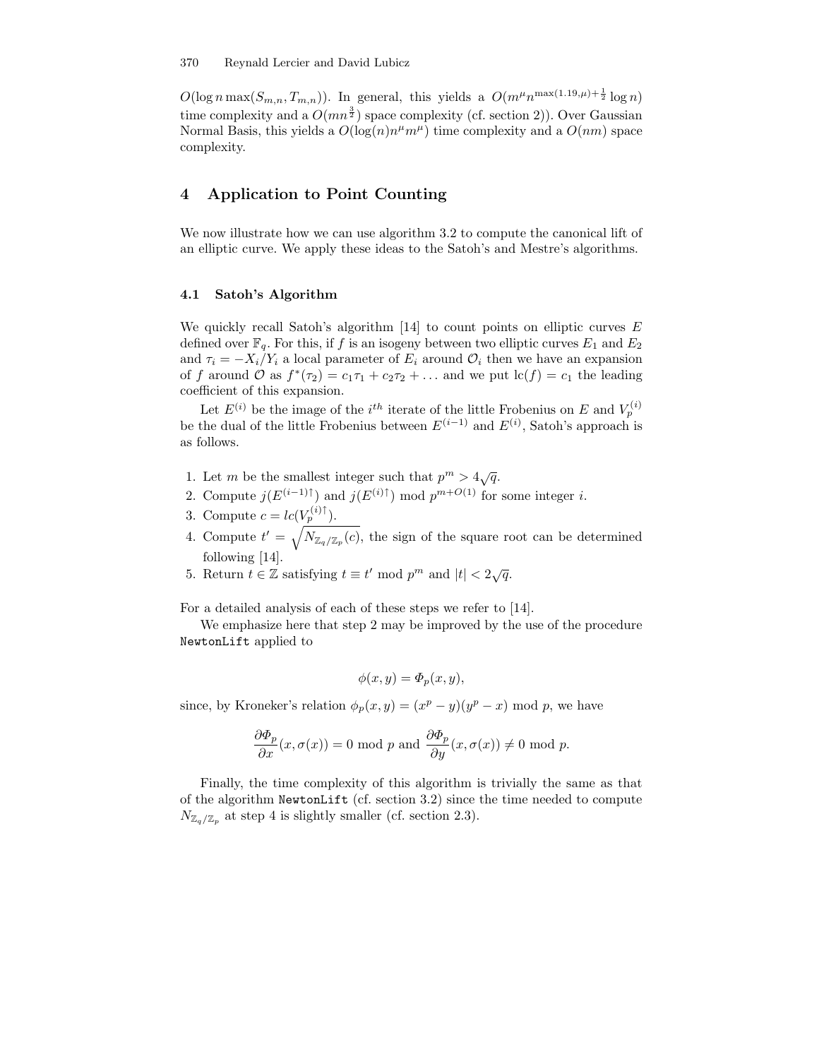$O(\log n \max(S_{m,n}, T_{m,n}))$. In general, this yields a $O(m^{\mu} n^{\max(1.19,\mu)+\frac{1}{2}} \log n)$ time complexity and a $O(mn^{\frac{3}{2}})$ space complexity (cf. section 2)). Over Gaussian Normal Basis, this yields a $O(\log(n) n^{\mu} m^{\mu})$ time complexity and a $O(nm)$ space complexity.

## 4 Application to Point Counting

We now illustrate how we can use algorithm 3.2 to compute the canonical lift of an elliptic curve. We apply these ideas to the Satoh's and Mestre's algorithms.

### 4.1 Satoh's Algorithm

We quickly recall Satoh's algorithm [14] to count points on elliptic curves $E$ defined over $\mathbb{F}_q$. For this, if $f$ is an isogeny between two elliptic curves $E_1$ and $E_2$ and $\tau_i = -X_i/Y_i$ a local parameter of $E_i$ around $\mathcal{O}_i$ then we have an expansion of $f$ around $\mathcal{O}$ as $f^*(\tau_2) = c_1\tau_1 + c_2\tau_2 + \dots$ and we put $\mathrm{lc}(f) = c_1$ the leading coefficient of this expansion.

Let $E^{(i)}$ be the image of the $i^{th}$ iterate of the little Frobenius on $E$ and $V_p^{(i)}$ be the dual of the little Frobenius between $E^{(i-1)}$ and $E^{(i)}$, Satoh's approach is as follows.

1. Let $m$ be the smallest integer such that $p^m > 4\sqrt{q}$.
2. Compute $j(E^{(i-1)\uparrow})$ and $j(E^{(i)\uparrow}) \bmod p^{m+O(1)}$ for some integer $i$.
3. Compute $c = lc(V_p^{(i)\uparrow})$.
4. Compute $t' = \sqrt{N_{\mathbb{Z}_q/\mathbb{Z}_p}(c)}$, the sign of the square root can be determined following [14].
5. Return $t \in \mathbb{Z}$ satisfying $t \equiv t' \bmod p^m$ and $|t| < 2\sqrt{q}$.

For a detailed analysis of each of these steps we refer to [14].

We emphasize here that step 2 may be improved by the use of the procedure `NewtonLift` applied to

$$\phi(x, y) = \Phi_p(x, y),$$

since, by Kroneker's relation $\phi_p(x, y) = (x^p - y)(y^p - x) \bmod p$, we have

$$\frac{\partial \Phi_p}{\partial x}(x, \sigma(x)) = 0 \bmod p \text{ and } \frac{\partial \Phi_p}{\partial y}(x, \sigma(x)) \neq 0 \bmod p.$$

Finally, the time complexity of this algorithm is trivially the same as that of the algorithm `NewtonLift` (cf. section 3.2) since the time needed to compute $N_{\mathbb{Z}_q/\mathbb{Z}_p}$ at step 4 is slightly smaller (cf. section 2.3).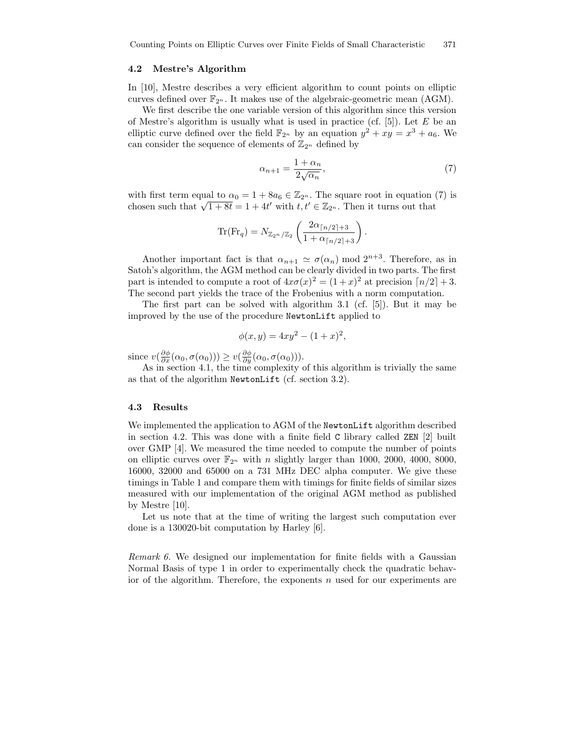### 4.2 Mestre's Algorithm

In [10], Mestre describes a very efficient algorithm to count points on elliptic curves defined over $\mathbb{F}_{2^n}$. It makes use of the algebraic-geometric mean (AGM).

We first describe the one variable version of this algorithm since this version of Mestre's algorithm is usually what is used in practice (cf. [5]). Let $E$ be an elliptic curve defined over the field $\mathbb{F}_{2^n}$ by an equation $y^2 + xy = x^3 + a_6$. We can consider the sequence of elements of $\mathbb{Z}_{2^n}$ defined by

$$\alpha_{n+1} = \frac{1 + \alpha_n}{2\sqrt{\alpha_n}}, \tag{7}$$

with first term equal to $\alpha_0 = 1 + 8a_6 \in \mathbb{Z}_{2^n}$. The square root in equation (7) is chosen such that $\sqrt{1 + 8t} = 1 + 4t'$ with $t, t' \in \mathbb{Z}_{2^n}$. Then it turns out that

$$\mathrm{Tr}(\mathrm{Fr}_q) = N_{\mathbb{Z}_{2^n}/\mathbb{Z}_2}\left(\frac{2\alpha_{\lceil n/2 \rceil + 3}}{1 + \alpha_{\lceil n/2 \rceil + 3}}\right).$$

Another important fact is that $\alpha_{n+1} \simeq \sigma(\alpha_n) \bmod 2^{n+3}$. Therefore, as in Satoh's algorithm, the AGM method can be clearly divided in two parts. The first part is intended to compute a root of $4x\sigma(x)^2 = (1 + x)^2$ at precision $\lceil n/2 \rceil + 3$. The second part yields the trace of the Frobenius with a norm computation.

The first part can be solved with algorithm 3.1 (cf. [5]). But it may be improved by the use of the procedure `NewtonLift` applied to

$$\phi(x, y) = 4xy^2 - (1 + x)^2,$$

since $v(\frac{\partial \phi}{\partial x}(\alpha_0, \sigma(\alpha_0))) \geq v(\frac{\partial \phi}{\partial y}(\alpha_0, \sigma(\alpha_0)))$.

As in section 4.1, the time complexity of this algorithm is trivially the same as that of the algorithm `NewtonLift` (cf. section 3.2).

### 4.3 Results

We implemented the application to AGM of the `NewtonLift` algorithm described in section 4.2. This was done with a finite field C library called ZEN [2] built over GMP [4]. We measured the time needed to compute the number of points on elliptic curves over $\mathbb{F}_{2^n}$ with $n$ slightly larger than 1000, 2000, 4000, 8000, 16000, 32000 and 65000 on a 731 MHz DEC alpha computer. We give these timings in Table 1 and compare them with timings for finite fields of similar sizes measured with our implementation of the original AGM method as published by Mestre [10].

Let us note that at the time of writing the largest such computation ever done is a 130020-bit computation by Harley [6].

*Remark 6.* We designed our implementation for finite fields with a Gaussian Normal Basis of type 1 in order to experimentally check the quadratic behavior of the algorithm. Therefore, the exponents $n$ used for our experiments are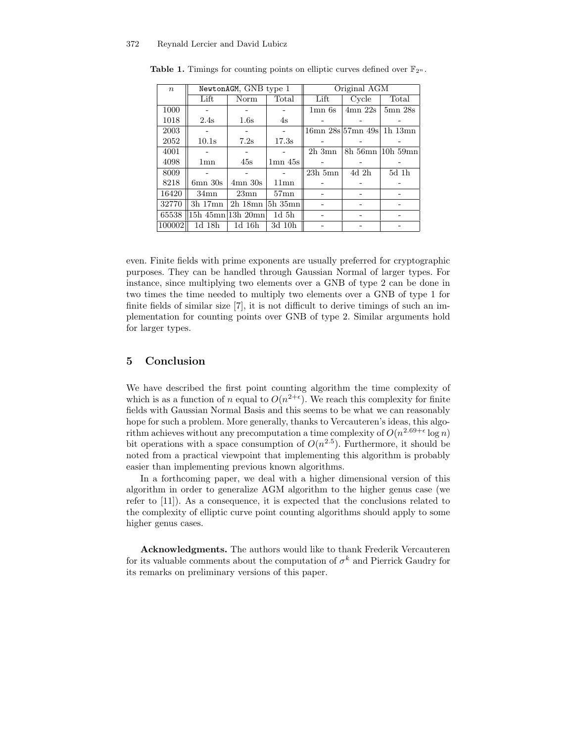**Table 1.** Timings for counting points on elliptic curves defined over $\mathbb{F}_{2^n}$.

| $n$ | `NewtonAGM`, GNB type 1 | | | Original AGM | | |
|---|---|---|---|---|---|---|
| | Lift | Norm | Total | Lift | Cycle | Total |
| 1000 | - | - | - | 1mn 6s | 4mn 22s | 5mn 28s |
| 1018 | 2.4s | 1.6s | 4s | - | - | - |
| 2003 | - | - | - | 16mn 28s | 57mn 49s | 1h 13mn |
| 2052 | 10.1s | 7.2s | 17.3s | - | - | - |
| 4001 | - | - | - | 2h 3mn | 8h 56mn | 10h 59mn |
| 4098 | 1mn | 45s | 1mn 45s | - | - | - |
| 8009 | - | - | - | 23h 5mn | 4d 2h | 5d 1h |
| 8218 | 6mn 30s | 4mn 30s | 11mn | - | - | - |
| 16420 | 34mn | 23mn | 57mn | - | - | - |
| 32770 | 3h 17mn | 2h 18mn | 5h 35mn | - | - | - |
| 65538 | 15h 45mn | 13h 20mn | 1d 5h | - | - | - |
| 100002 | 1d 18h | 1d 16h | 3d 10h | - | - | - |

even. Finite fields with prime exponents are usually preferred for cryptographic purposes. They can be handled through Gaussian Normal of larger types. For instance, since multiplying two elements over a GNB of type 2 can be done in two times the time needed to multiply two elements over a GNB of type 1 for finite fields of similar size [7], it is not difficult to derive timings of such an implementation for counting points over GNB of type 2. Similar arguments hold for larger types.

## 5 Conclusion

We have described the first point counting algorithm the time complexity of which is as a function of $n$ equal to $O(n^{2+\epsilon})$. We reach this complexity for finite fields with Gaussian Normal Basis and this seems to be what we can reasonably hope for such a problem. More generally, thanks to Vercauteren's ideas, this algorithm achieves without any precomputation a time complexity of $O(n^{2.69+\epsilon} \log n)$ bit operations with a space consumption of $O(n^{2.5})$. Furthermore, it should be noted from a practical viewpoint that implementing this algorithm is probably easier than implementing previous known algorithms.

In a forthcoming paper, we deal with a higher dimensional version of this algorithm in order to generalize AGM algorithm to the higher genus case (we refer to [11]). As a consequence, it is expected that the conclusions related to the complexity of elliptic curve point counting algorithms should apply to some higher genus cases.

**Acknowledgments.** The authors would like to thank Frederik Vercauteren for its valuable comments about the computation of $\sigma^k$ and Pierrick Gaudry for its remarks on preliminary versions of this paper.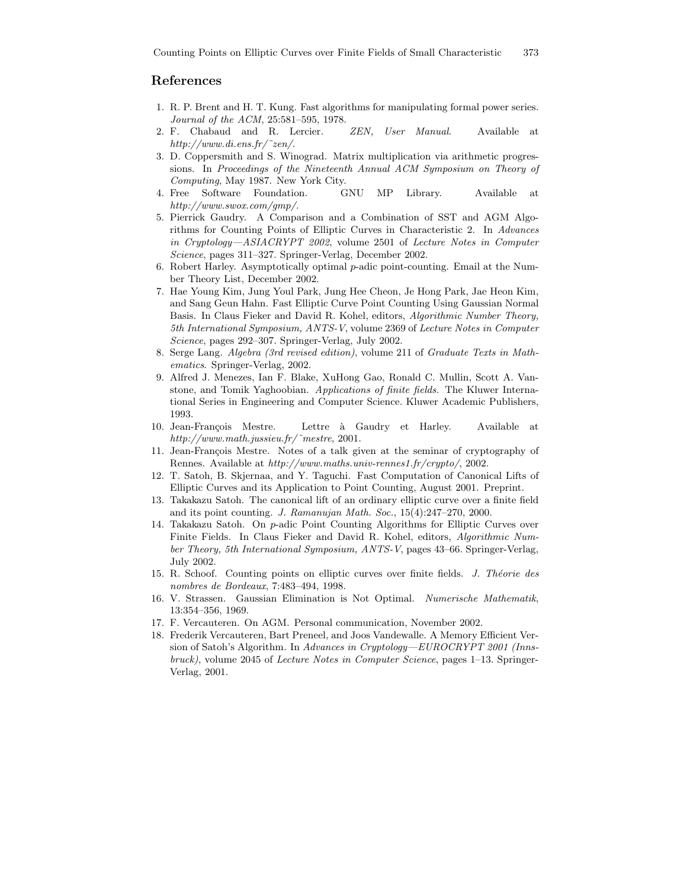## References

1. R. P. Brent and H. T. Kung. Fast algorithms for manipulating formal power series. *Journal of the ACM*, 25:581–595, 1978.
2. F. Chabaud and R. Lercier. *ZEN, User Manual*. Available at *http://www.di.ens.fr/˜zen/*.
3. D. Coppersmith and S. Winograd. Matrix multiplication via arithmetic progressions. In *Proceedings of the Nineteenth Annual ACM Symposium on Theory of Computing*, May 1987. New York City.
4. Free Software Foundation. GNU MP Library. Available at *http://www.swox.com/gmp/*.
5. Pierrick Gaudry. A Comparison and a Combination of SST and AGM Algorithms for Counting Points of Elliptic Curves in Characteristic 2. In *Advances in Cryptology—ASIACRYPT 2002*, volume 2501 of *Lecture Notes in Computer Science*, pages 311–327. Springer-Verlag, December 2002.
6. Robert Harley. Asymptotically optimal $p$-adic point-counting. Email at the Number Theory List, December 2002.
7. Hae Young Kim, Jung Youl Park, Jung Hee Cheon, Je Hong Park, Jae Heon Kim, and Sang Geun Hahn. Fast Elliptic Curve Point Counting Using Gaussian Normal Basis. In Claus Fieker and David R. Kohel, editors, *Algorithmic Number Theory, 5th International Symposium, ANTS-V*, volume 2369 of *Lecture Notes in Computer Science*, pages 292–307. Springer-Verlag, July 2002.
8. Serge Lang. *Algebra (3rd revised edition)*, volume 211 of *Graduate Texts in Mathematics*. Springer-Verlag, 2002.
9. Alfred J. Menezes, Ian F. Blake, XuHong Gao, Ronald C. Mullin, Scott A. Vanstone, and Tomik Yaghoobian. *Applications of finite fields.* The Kluwer International Series in Engineering and Computer Science. Kluwer Academic Publishers, 1993.
10. Jean-François Mestre. Lettre à Gaudry et Harley. Available at *http://www.math.jussieu.fr/˜mestre*, 2001.
11. Jean-François Mestre. Notes of a talk given at the seminar of cryptography of Rennes. Available at *http://www.maths.univ-rennes1.fr/crypto/*, 2002.
12. T. Satoh, B. Skjernaa, and Y. Taguchi. Fast Computation of Canonical Lifts of Elliptic Curves and its Application to Point Counting, August 2001. Preprint.
13. Takakazu Satoh. The canonical lift of an ordinary elliptic curve over a finite field and its point counting. *J. Ramanujan Math. Soc.*, 15(4):247–270, 2000.
14. Takakazu Satoh. On $p$-adic Point Counting Algorithms for Elliptic Curves over Finite Fields. In Claus Fieker and David R. Kohel, editors, *Algorithmic Number Theory, 5th International Symposium, ANTS-V*, pages 43–66. Springer-Verlag, July 2002.
15. R. Schoof. Counting points on elliptic curves over finite fields. *J. Théorie des nombres de Bordeaux*, 7:483–494, 1998.
16. V. Strassen. Gaussian Elimination is Not Optimal. *Numerische Mathematik*, 13:354–356, 1969.
17. F. Vercauteren. On AGM. Personal communication, November 2002.
18. Frederik Vercauteren, Bart Preneel, and Joos Vandewalle. A Memory Efficient Version of Satoh's Algorithm. In *Advances in Cryptology—EUROCRYPT 2001 (Innsbruck)*, volume 2045 of *Lecture Notes in Computer Science*, pages 1–13. Springer-Verlag, 2001.